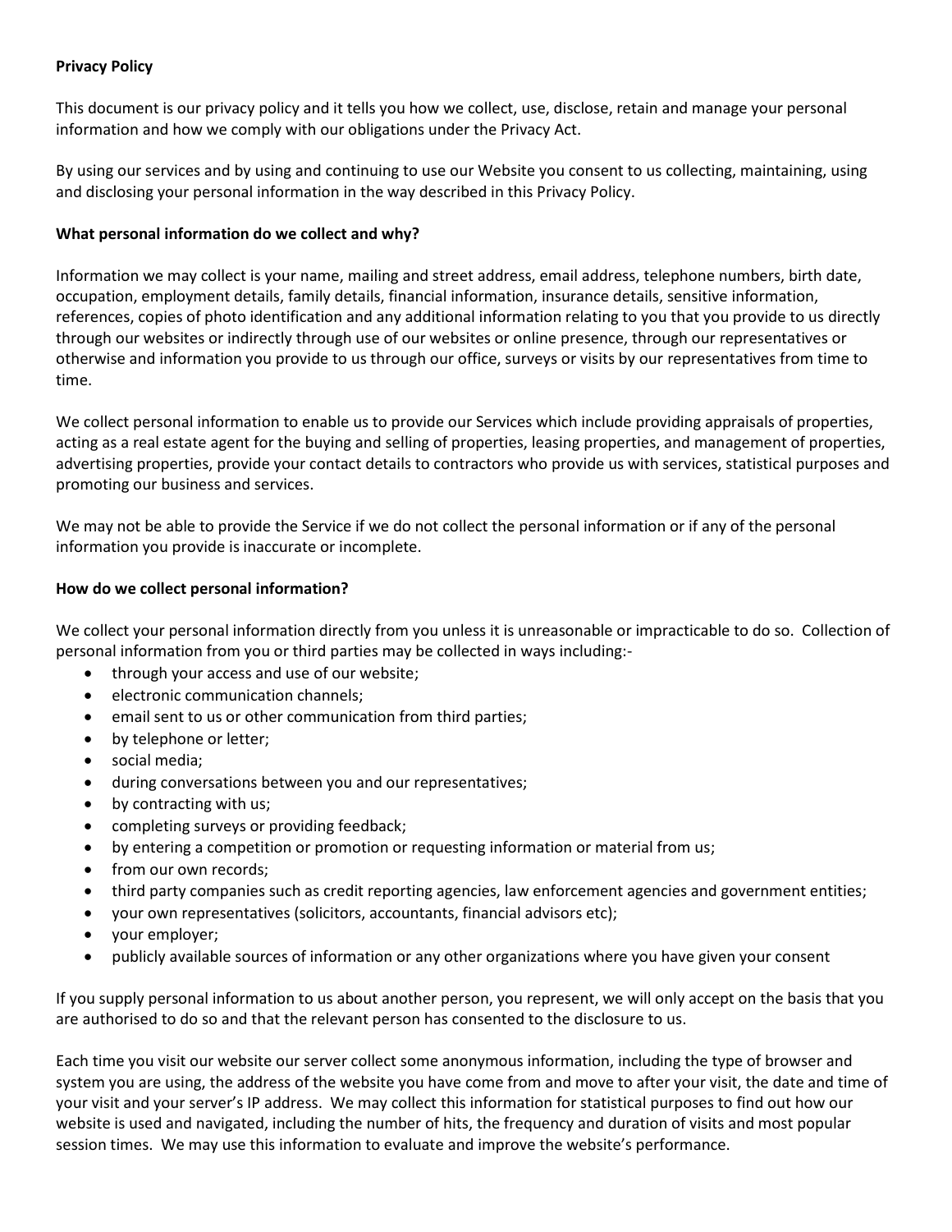**Privacy Policy**

This document is our privacy policy and it tells you how we collect, use, disclose, retain and manage your personal information and how we comply with our obligations under the Privacy Act.

By using our services and by using and continuing to use our Website you consent to us collecting, maintaining, using and disclosing your personal information in the way described in this Privacy Policy.

**What personal information do we collect and why?**

Information we may collect is your name, mailing and street address, email address, telephone numbers, birth date, occupation, employment details, family details, financial information, insurance details, sensitive information, references, copies of photo identification and any additional information relating to you that you provide to us directly through our websites or indirectly through use of our websites or online presence, through our representatives or otherwise and information you provide to us through our office, surveys or visits by our representatives from time to time.

We collect personal information to enable us to provide our Services which include providing appraisals of properties, acting as a real estate agent for the buying and selling of properties, leasing properties, and management of properties, advertising properties, provide your contact details to contractors who provide us with services, statistical purposes and promoting our business and services.

We may not be able to provide the Service if we do not collect the personal information or if any of the personal information you provide is inaccurate or incomplete.

**How do we collect personal information?**

We collect your personal information directly from you unless it is unreasonable or impracticable to do so. Collection of personal information from you or third parties may be collected in ways including:-

- through your access and use of our website;
- electronic communication channels;
- email sent to us or other communication from third parties;
- by telephone or letter;
- social media;
- during conversations between you and our representatives;
- by contracting with us;
- completing surveys or providing feedback;
- by entering a competition or promotion or requesting information or material from us;
- from our own records;
- third party companies such as credit reporting agencies, law enforcement agencies and government entities;
- your own representatives (solicitors, accountants, financial advisors etc);
- your employer;
- publicly available sources of information or any other organizations where you have given your consent

If you supply personal information to us about another person, you represent, we will only accept on the basis that you are authorised to do so and that the relevant person has consented to the disclosure to us.

Each time you visit our website our server collect some anonymous information, including the type of browser and system you are using, the address of the website you have come from and move to after your visit, the date and time of your visit and your server's IP address. We may collect this information for statistical purposes to find out how our website is used and navigated, including the number of hits, the frequency and duration of visits and most popular session times. We may use this information to evaluate and improve the website's performance.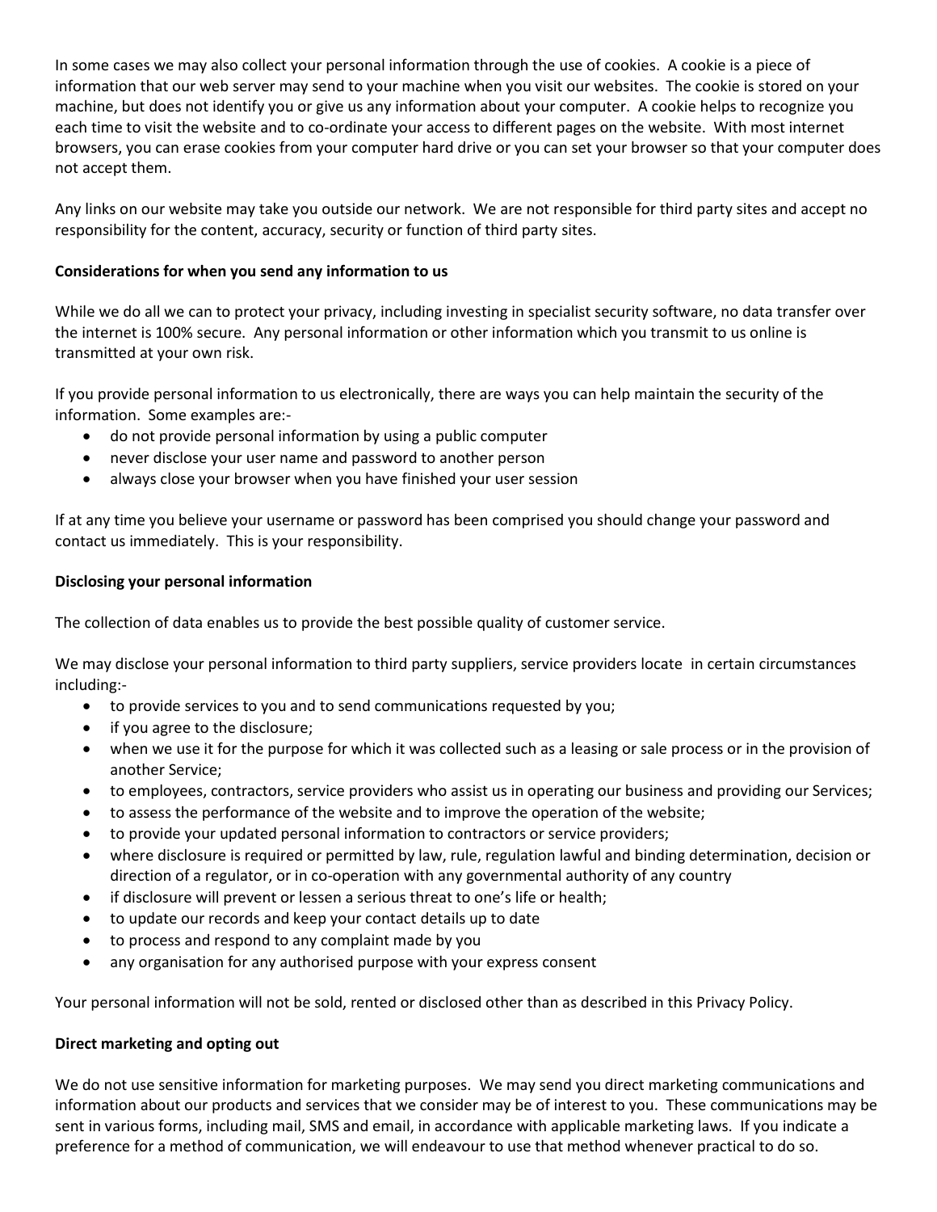In some cases we may also collect your personal information through the use of cookies. A cookie is a piece of information that our web server may send to your machine when you visit our websites. The cookie is stored on your machine, but does not identify you or give us any information about your computer. A cookie helps to recognize you each time to visit the website and to co-ordinate your access to different pages on the website. With most internet browsers, you can erase cookies from your computer hard drive or you can set your browser so that your computer does not accept them.

Any links on our website may take you outside our network. We are not responsible for third party sites and accept no responsibility for the content, accuracy, security or function of third party sites.

**Considerations for when you send any information to us**

While we do all we can to protect your privacy, including investing in specialist security software, no data transfer over the internet is 100% secure. Any personal information or other information which you transmit to us online is transmitted at your own risk.

If you provide personal information to us electronically, there are ways you can help maintain the security of the information. Some examples are:-

- do not provide personal information by using a public computer
- never disclose your user name and password to another person
- always close your browser when you have finished your user session

If at any time you believe your username or password has been comprised you should change your password and contact us immediately. This is your responsibility.

**Disclosing your personal information**

The collection of data enables us to provide the best possible quality of customer service.

We may disclose your personal information to third party suppliers, service providers locate in certain circumstances including:-

- to provide services to you and to send communications requested by you;
- if you agree to the disclosure;
- when we use it for the purpose for which it was collected such as a leasing or sale process or in the provision of another Service;
- to employees, contractors, service providers who assist us in operating our business and providing our Services;
- to assess the performance of the website and to improve the operation of the website;
- to provide your updated personal information to contractors or service providers;
- where disclosure is required or permitted by law, rule, regulation lawful and binding determination, decision or direction of a regulator, or in co-operation with any governmental authority of any country
- if disclosure will prevent or lessen a serious threat to one's life or health;
- to update our records and keep your contact details up to date
- to process and respond to any complaint made by you
- any organisation for any authorised purpose with your express consent

Your personal information will not be sold, rented or disclosed other than as described in this Privacy Policy.

**Direct marketing and opting out**

We do not use sensitive information for marketing purposes. We may send you direct marketing communications and information about our products and services that we consider may be of interest to you. These communications may be sent in various forms, including mail, SMS and email, in accordance with applicable marketing laws. If you indicate a preference for a method of communication, we will endeavour to use that method whenever practical to do so.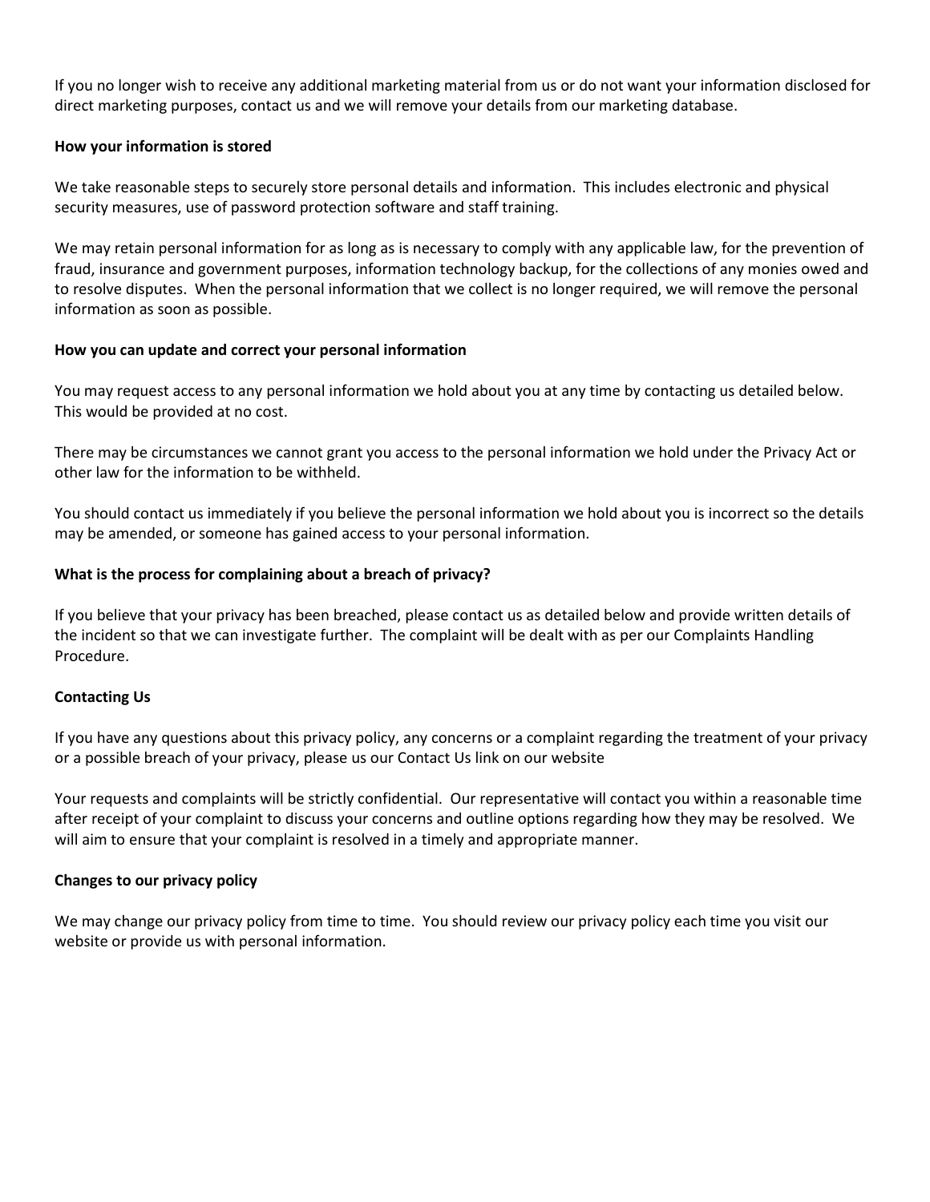If you no longer wish to receive any additional marketing material from us or do not want your information disclosed for direct marketing purposes, contact us and we will remove your details from our marketing database.

**How your information is stored**

We take reasonable steps to securely store personal details and information. This includes electronic and physical security measures, use of password protection software and staff training.

We may retain personal information for as long as is necessary to comply with any applicable law, for the prevention of fraud, insurance and government purposes, information technology backup, for the collections of any monies owed and to resolve disputes. When the personal information that we collect is no longer required, we will remove the personal information as soon as possible.

**How you can update and correct your personal information**

You may request access to any personal information we hold about you at any time by contacting us detailed below. This would be provided at no cost.

There may be circumstances we cannot grant you access to the personal information we hold under the Privacy Act or other law for the information to be withheld.

You should contact us immediately if you believe the personal information we hold about you is incorrect so the details may be amended, or someone has gained access to your personal information.

**What is the process for complaining about a breach of privacy?**

If you believe that your privacy has been breached, please contact us as detailed below and provide written details of the incident so that we can investigate further. The complaint will be dealt with as per our Complaints Handling Procedure.

**Contacting Us**

If you have any questions about this privacy policy, any concerns or a complaint regarding the treatment of your privacy or a possible breach of your privacy, please us our Contact Us link on our website

Your requests and complaints will be strictly confidential. Our representative will contact you within a reasonable time after receipt of your complaint to discuss your concerns and outline options regarding how they may be resolved. We will aim to ensure that your complaint is resolved in a timely and appropriate manner.

**Changes to our privacy policy**

We may change our privacy policy from time to time. You should review our privacy policy each time you visit our website or provide us with personal information.